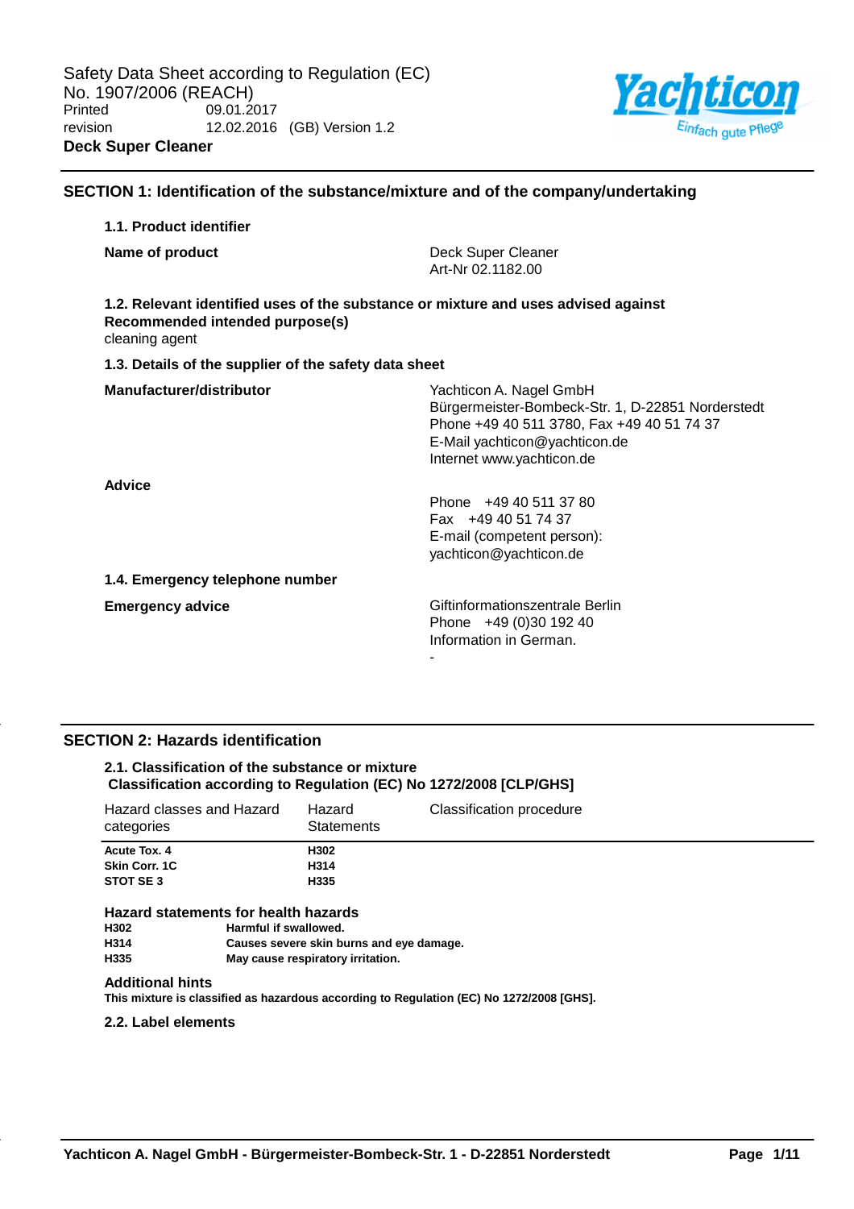Safety Data Sheet according to Regulation (EC) No. 1907/2006 (REACH)

Printed 09.01.2017

revision 12.02.2016 (GB) Version 1.2

**Deck Super Cleaner**

## SECTION 1: Identification of the substance/mixture and of the company/undertaking

### 1.1. Product identifier

**Name of product**

Deck Super Cleaner
Art-Nr 02.1182.00

### 1.2. Relevant identified uses of the substance or mixture and uses advised against

**Recommended intended purpose(s)**

cleaning agent

### 1.3. Details of the supplier of the safety data sheet

**Manufacturer/distributor**

Yachticon A. Nagel GmbH
Bürgermeister-Bombeck-Str. 1, D-22851 Norderstedt
Phone +49 40 511 3780, Fax +49 40 51 74 37
E-Mail yachticon@yachticon.de
Internet www.yachticon.de

**Advice**

Phone +49 40 511 37 80
Fax +49 40 51 74 37
E-mail (competent person):
yachticon@yachticon.de

### 1.4. Emergency telephone number

**Emergency advice**

Giftinformationszentrale Berlin
Phone +49 (0)30 192 40
Information in German.
-

## SECTION 2: Hazards identification

### 2.1. Classification of the substance or mixture

**Classification according to Regulation (EC) No 1272/2008 [CLP/GHS]**

| Hazard classes and Hazard categories | Hazard Statements | Classification procedure |
|---|---|---|
| **Acute Tox. 4** | **H302** | |
| **Skin Corr. 1C** | **H314** | |
| **STOT SE 3** | **H335** | |

**Hazard statements for health hazards**

| | |
|---|---|
| **H302** | **Harmful if swallowed.** |
| **H314** | **Causes severe skin burns and eye damage.** |
| **H335** | **May cause respiratory irritation.** |

**Additional hints**

**This mixture is classified as hazardous according to Regulation (EC) No 1272/2008 [GHS].**

### 2.2. Label elements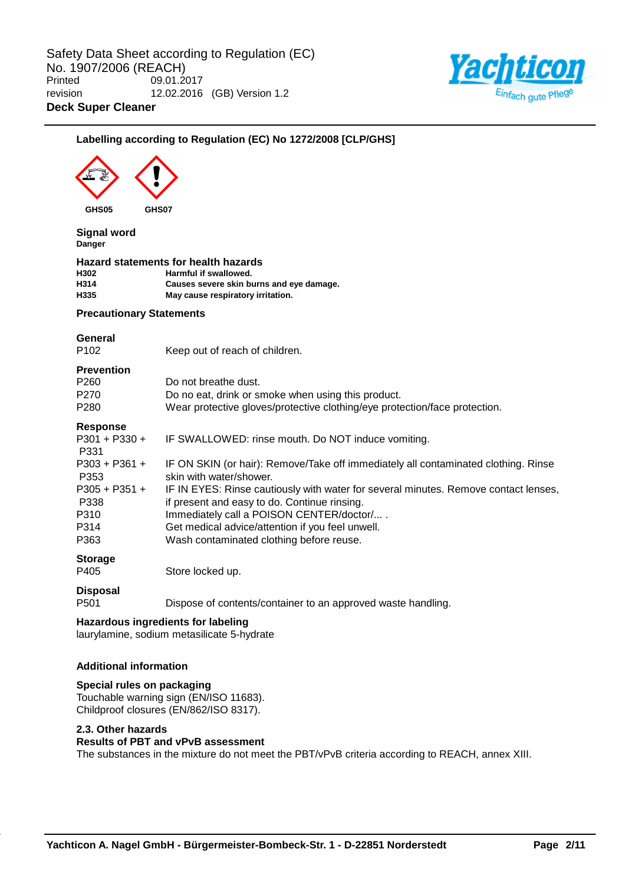## Labelling according to Regulation (EC) No 1272/2008 [CLP/GHS]

GHS05 GHS07

### Signal word

**Danger**

### Hazard statements for health hazards

| | |
|---|---|
| **H302** | **Harmful if swallowed.** |
| **H314** | **Causes severe skin burns and eye damage.** |
| **H335** | **May cause respiratory irritation.** |

### Precautionary Statements

**General**

| | |
|---|---|
| P102 | Keep out of reach of children. |

**Prevention**

| | |
|---|---|
| P260 | Do not breathe dust. |
| P270 | Do no eat, drink or smoke when using this product. |
| P280 | Wear protective gloves/protective clothing/eye protection/face protection. |

**Response**

| | |
|---|---|
| P301 + P330 + P331 | IF SWALLOWED: rinse mouth. Do NOT induce vomiting. |
| P303 + P361 + P353 | IF ON SKIN (or hair): Remove/Take off immediately all contaminated clothing. Rinse skin with water/shower. |
| P305 + P351 + P338 | IF IN EYES: Rinse cautiously with water for several minutes. Remove contact lenses, if present and easy to do. Continue rinsing. |
| P310 | Immediately call a POISON CENTER/doctor/... . |
| P314 | Get medical advice/attention if you feel unwell. |
| P363 | Wash contaminated clothing before reuse. |

**Storage**

| | |
|---|---|
| P405 | Store locked up. |

**Disposal**

| | |
|---|---|
| P501 | Dispose of contents/container to an approved waste handling. |

### Hazardous ingredients for labeling

laurylamine, sodium metasilicate 5-hydrate

### Additional information

**Special rules on packaging**

Touchable warning sign (EN/ISO 11683).
Childproof closures (EN/862/ISO 8317).

### 2.3. Other hazards

**Results of PBT and vPvB assessment**

The substances in the mixture do not meet the PBT/vPvB criteria according to REACH, annex XIII.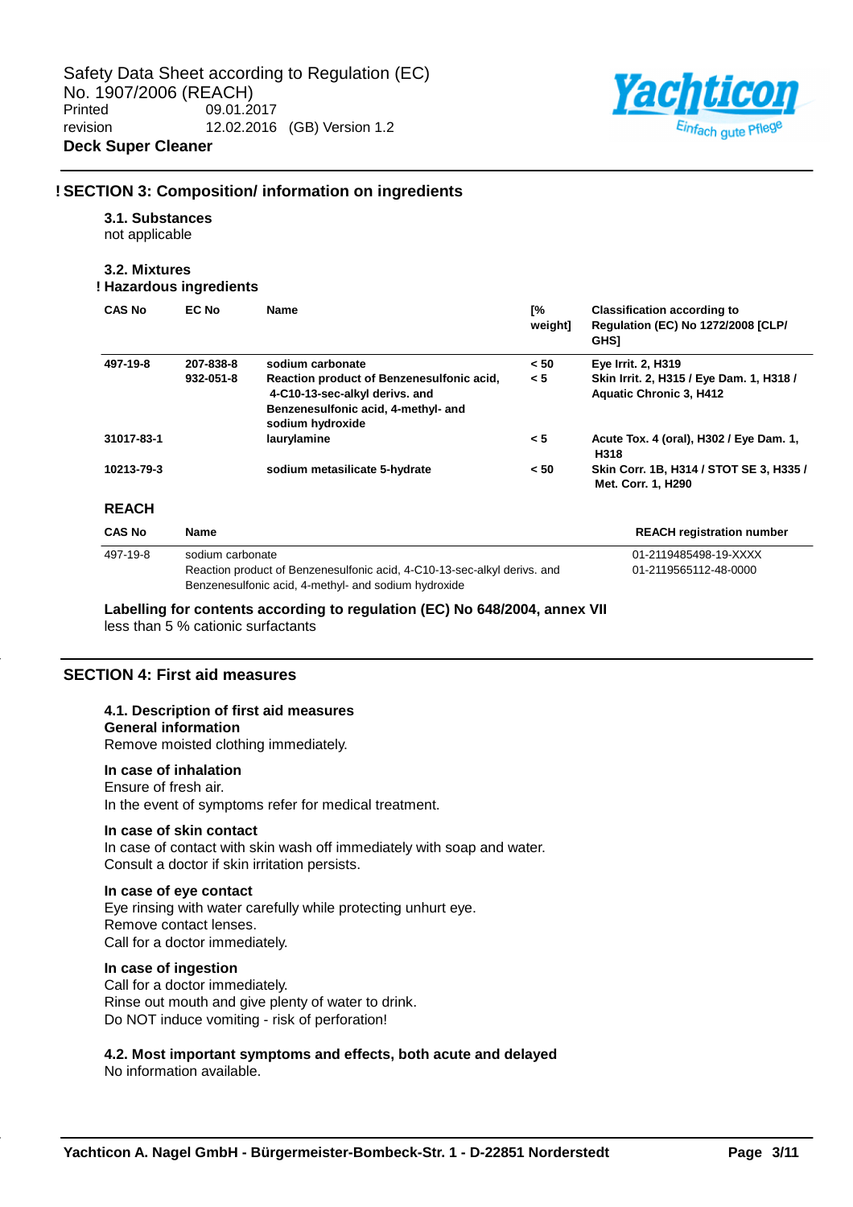## ! SECTION 3: Composition/ information on ingredients

### 3.1. Substances

not applicable

### 3.2. Mixtures

**! Hazardous ingredients**

| CAS No | EC No | Name | [% weight] | Classification according to Regulation (EC) No 1272/2008 [CLP/ GHS] |
|---|---|---|---|---|
| 497-19-8 | 207-838-8 | sodium carbonate | < 50 | Eye Irrit. 2, H319 |
| | 932-051-8 | Reaction product of Benzenesulfonic acid, 4-C10-13-sec-alkyl derivs. and Benzenesulfonic acid, 4-methyl- and sodium hydroxide | < 5 | Skin Irrit. 2, H315 / Eye Dam. 1, H318 / Aquatic Chronic 3, H412 |
| 31017-83-1 | | laurylamine | < 5 | Acute Tox. 4 (oral), H302 / Eye Dam. 1, H318 |
| 10213-79-3 | | sodium metasilicate 5-hydrate | < 50 | Skin Corr. 1B, H314 / STOT SE 3, H335 / Met. Corr. 1, H290 |

**REACH**

| CAS No | Name | REACH registration number |
|---|---|---|
| 497-19-8 | sodium carbonate | 01-2119485498-19-XXXX |
| | Reaction product of Benzenesulfonic acid, 4-C10-13-sec-alkyl derivs. and Benzenesulfonic acid, 4-methyl- and sodium hydroxide | 01-2119565112-48-0000 |

**Labelling for contents according to regulation (EC) No 648/2004, annex VII**

less than 5 % cationic surfactants

## SECTION 4: First aid measures

### 4.1. Description of first aid measures

**General information**

Remove moisted clothing immediately.

**In case of inhalation**

Ensure of fresh air.
In the event of symptoms refer for medical treatment.

**In case of skin contact**

In case of contact with skin wash off immediately with soap and water.
Consult a doctor if skin irritation persists.

**In case of eye contact**

Eye rinsing with water carefully while protecting unhurt eye.
Remove contact lenses.
Call for a doctor immediately.

**In case of ingestion**

Call for a doctor immediately.
Rinse out mouth and give plenty of water to drink.
Do NOT induce vomiting - risk of perforation!

### 4.2. Most important symptoms and effects, both acute and delayed

No information available.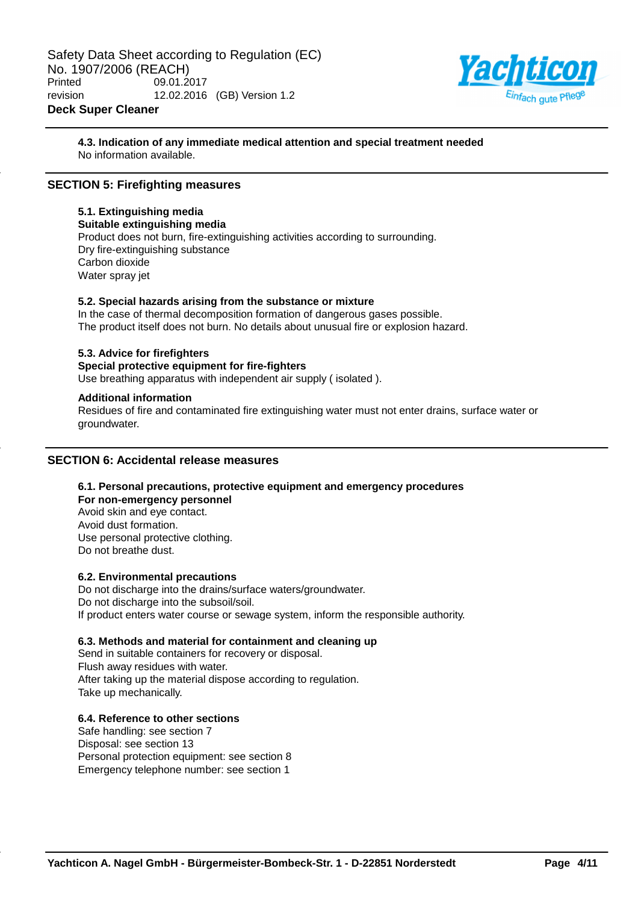**4.3. Indication of any immediate medical attention and special treatment needed**

No information available.

## SECTION 5: Firefighting measures

**5.1. Extinguishing media**

**Suitable extinguishing media**

Product does not burn, fire-extinguishing activities according to surrounding.
Dry fire-extinguishing substance
Carbon dioxide
Water spray jet

**5.2. Special hazards arising from the substance or mixture**

In the case of thermal decomposition formation of dangerous gases possible.
The product itself does not burn. No details about unusual fire or explosion hazard.

**5.3. Advice for firefighters**

**Special protective equipment for fire-fighters**

Use breathing apparatus with independent air supply ( isolated ).

**Additional information**

Residues of fire and contaminated fire extinguishing water must not enter drains, surface water or groundwater.

## SECTION 6: Accidental release measures

**6.1. Personal precautions, protective equipment and emergency procedures**

**For non-emergency personnel**

Avoid skin and eye contact.
Avoid dust formation.
Use personal protective clothing.
Do not breathe dust.

**6.2. Environmental precautions**

Do not discharge into the drains/surface waters/groundwater.
Do not discharge into the subsoil/soil.
If product enters water course or sewage system, inform the responsible authority.

**6.3. Methods and material for containment and cleaning up**

Send in suitable containers for recovery or disposal.
Flush away residues with water.
After taking up the material dispose according to regulation.
Take up mechanically.

**6.4. Reference to other sections**

Safe handling: see section 7
Disposal: see section 13
Personal protection equipment: see section 8
Emergency telephone number: see section 1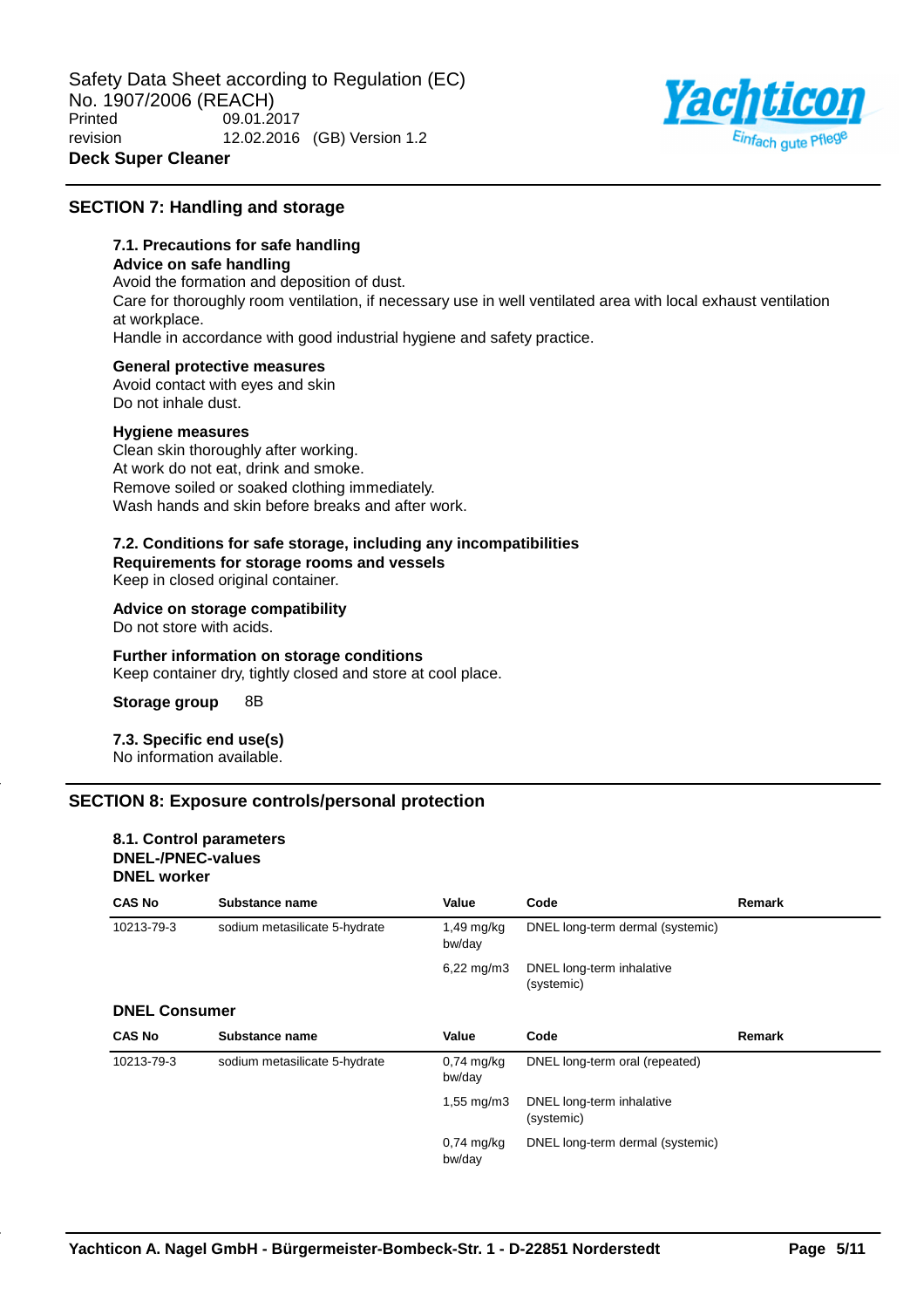## SECTION 7: Handling and storage

### 7.1. Precautions for safe handling

**Advice on safe handling**

Avoid the formation and deposition of dust.
Care for thoroughly room ventilation, if necessary use in well ventilated area with local exhaust ventilation at workplace.
Handle in accordance with good industrial hygiene and safety practice.

**General protective measures**

Avoid contact with eyes and skin
Do not inhale dust.

**Hygiene measures**

Clean skin thoroughly after working.
At work do not eat, drink and smoke.
Remove soiled or soaked clothing immediately.
Wash hands and skin before breaks and after work.

### 7.2. Conditions for safe storage, including any incompatibilities

**Requirements for storage rooms and vessels**

Keep in closed original container.

**Advice on storage compatibility**

Do not store with acids.

**Further information on storage conditions**

Keep container dry, tightly closed and store at cool place.

**Storage group** 8B

### 7.3. Specific end use(s)

No information available.

## SECTION 8: Exposure controls/personal protection

### 8.1. Control parameters

**DNEL-/PNEC-values**

**DNEL worker**

| CAS No | Substance name | Value | Code | Remark |
|---|---|---|---|---|
| 10213-79-3 | sodium metasilicate 5-hydrate | 1,49 mg/kg bw/day | DNEL long-term dermal (systemic) | |
| | | 6,22 mg/m3 | DNEL long-term inhalative (systemic) | |

**DNEL Consumer**

| CAS No | Substance name | Value | Code | Remark |
|---|---|---|---|---|
| 10213-79-3 | sodium metasilicate 5-hydrate | 0,74 mg/kg bw/day | DNEL long-term oral (repeated) | |
| | | 1,55 mg/m3 | DNEL long-term inhalative (systemic) | |
| | | 0,74 mg/kg bw/day | DNEL long-term dermal (systemic) | |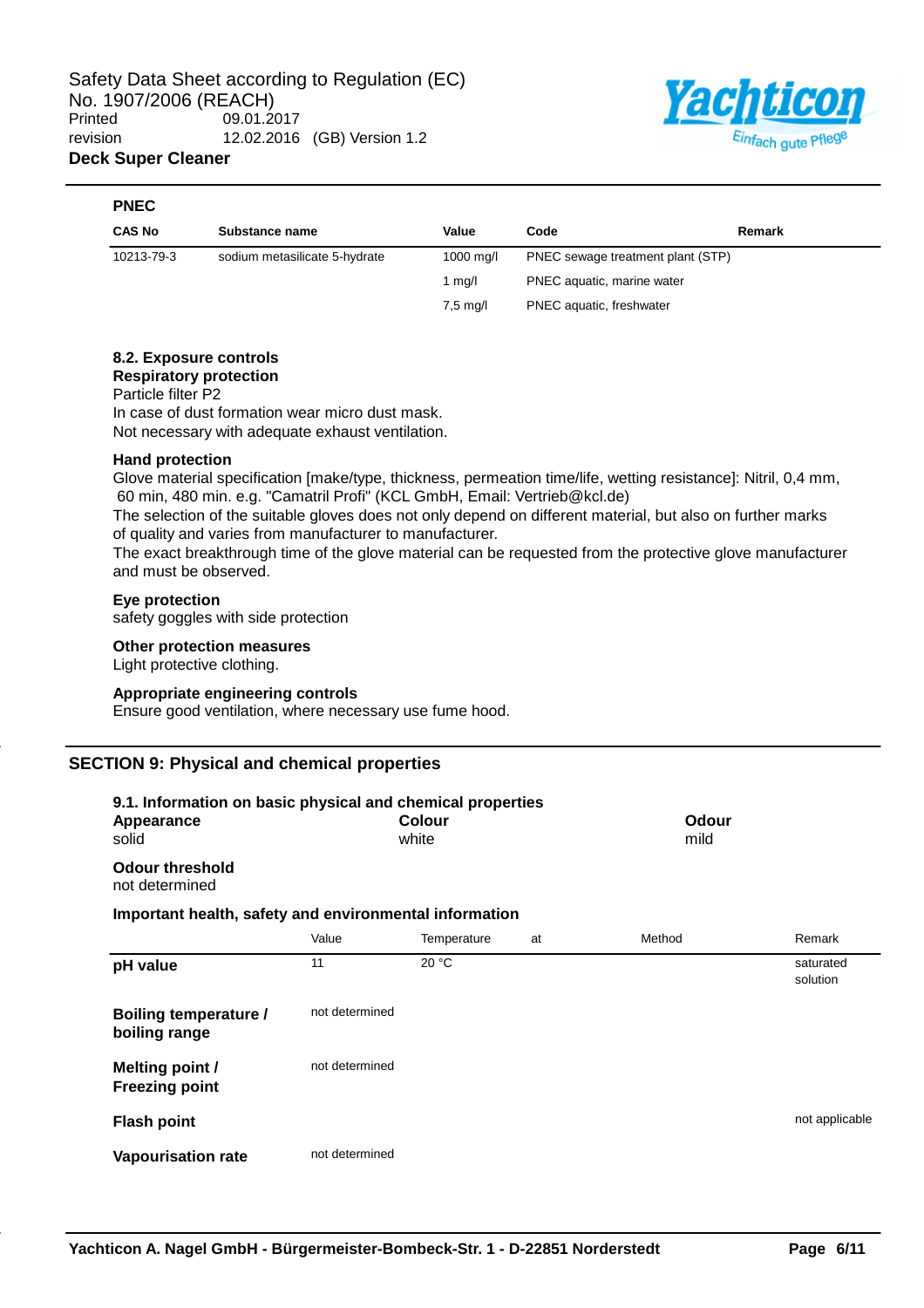**PNEC**

| CAS No | Substance name | Value | Code | Remark |
|---|---|---|---|---|
| 10213-79-3 | sodium metasilicate 5-hydrate | 1000 mg/l | PNEC sewage treatment plant (STP) | |
| | | 1 mg/l | PNEC aquatic, marine water | |
| | | 7,5 mg/l | PNEC aquatic, freshwater | |

**8.2. Exposure controls**

**Respiratory protection**

Particle filter P2
In case of dust formation wear micro dust mask.
Not necessary with adequate exhaust ventilation.

**Hand protection**

Glove material specification [make/type, thickness, permeation time/life, wetting resistance]: Nitril, 0,4 mm, 60 min, 480 min. e.g. "Camatril Profi" (KCL GmbH, Email: Vertrieb@kcl.de)
The selection of the suitable gloves does not only depend on different material, but also on further marks of quality and varies from manufacturer to manufacturer.
The exact breakthrough time of the glove material can be requested from the protective glove manufacturer and must be observed.

**Eye protection**

safety goggles with side protection

**Other protection measures**

Light protective clothing.

**Appropriate engineering controls**

Ensure good ventilation, where necessary use fume hood.

## SECTION 9: Physical and chemical properties

**9.1. Information on basic physical and chemical properties**

| Appearance | Colour | Odour |
|---|---|---|
| solid | white | mild |

**Odour threshold**

not determined

**Important health, safety and environmental information**

| | Value | Temperature | at | Method | Remark |
|---|---|---|---|---|---|
| **pH value** | 11 | 20 °C | | | saturated solution |
| **Boiling temperature / boiling range** | not determined | | | | |
| **Melting point / Freezing point** | not determined | | | | |
| **Flash point** | | | | | not applicable |
| **Vapourisation rate** | not determined | | | | |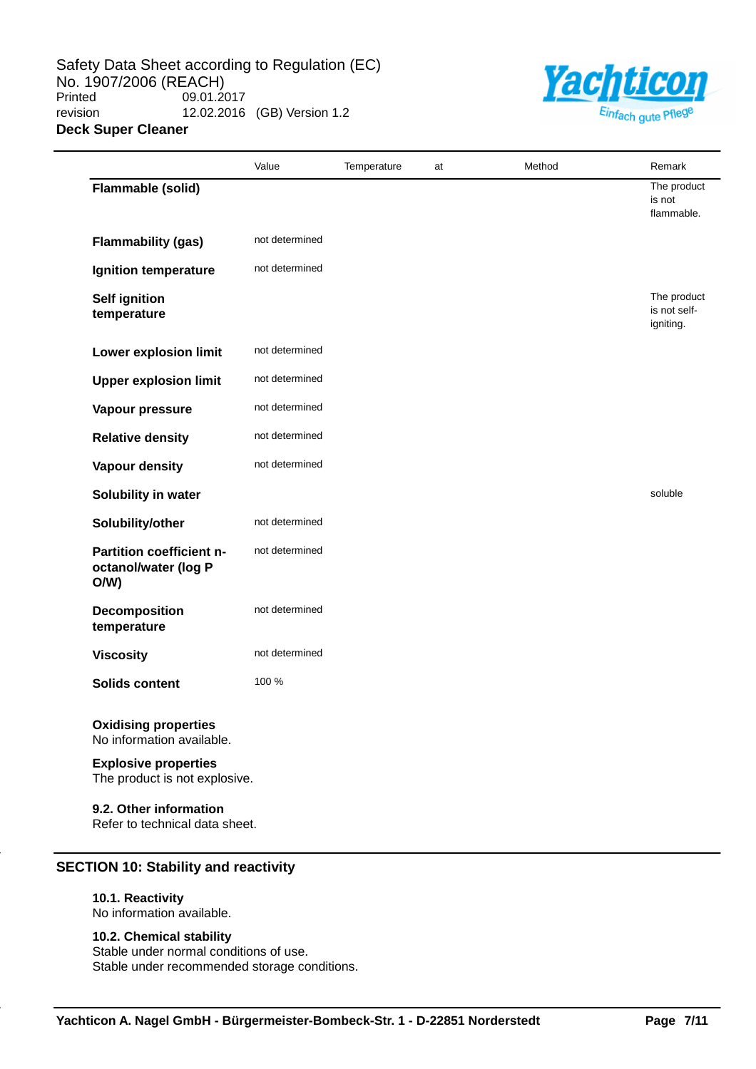| | Value | Temperature | at | Method | Remark |
|---|---|---|---|---|---|
| **Flammable (solid)** | | | | | The product is not flammable. |
| **Flammability (gas)** | not determined | | | | |
| **Ignition temperature** | not determined | | | | |
| **Self ignition temperature** | | | | | The product is not self-igniting. |
| **Lower explosion limit** | not determined | | | | |
| **Upper explosion limit** | not determined | | | | |
| **Vapour pressure** | not determined | | | | |
| **Relative density** | not determined | | | | |
| **Vapour density** | not determined | | | | |
| **Solubility in water** | | | | | soluble |
| **Solubility/other** | not determined | | | | |
| **Partition coefficient n-octanol/water (log P O/W)** | not determined | | | | |
| **Decomposition temperature** | not determined | | | | |
| **Viscosity** | not determined | | | | |
| **Solids content** | 100 % | | | | |

**Oxidising properties**
No information available.

**Explosive properties**
The product is not explosive.

**9.2. Other information**
Refer to technical data sheet.

## SECTION 10: Stability and reactivity

**10.1. Reactivity**
No information available.

**10.2. Chemical stability**
Stable under normal conditions of use.
Stable under recommended storage conditions.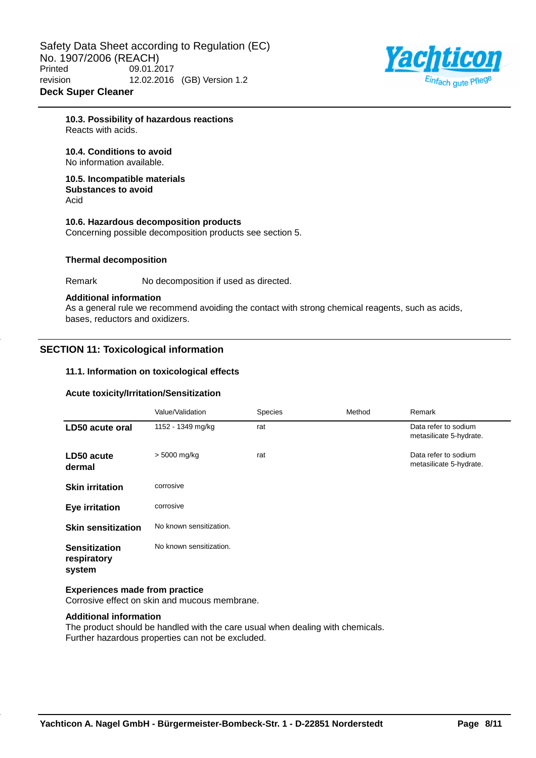#### 10.3. Possibility of hazardous reactions

Reacts with acids.

#### 10.4. Conditions to avoid

No information available.

#### 10.5. Incompatible materials

**Substances to avoid**

Acid

#### 10.6. Hazardous decomposition products

Concerning possible decomposition products see section 5.

**Thermal decomposition**

Remark No decomposition if used as directed.

**Additional information**

As a general rule we recommend avoiding the contact with strong chemical reagents, such as acids, bases, reductors and oxidizers.

## SECTION 11: Toxicological information

### 11.1. Information on toxicological effects

**Acute toxicity/Irritation/Sensitization**

| | Value/Validation | Species | Method | Remark |
|---|---|---|---|---|
| **LD50 acute oral** | 1152 - 1349 mg/kg | rat | | Data refer to sodium metasilicate 5-hydrate. |
| **LD50 acute dermal** | > 5000 mg/kg | rat | | Data refer to sodium metasilicate 5-hydrate. |
| **Skin irritation** | corrosive | | | |
| **Eye irritation** | corrosive | | | |
| **Skin sensitization** | No known sensitization. | | | |
| **Sensitization respiratory system** | No known sensitization. | | | |

**Experiences made from practice**

Corrosive effect on skin and mucous membrane.

**Additional information**

The product should be handled with the care usual when dealing with chemicals.
Further hazardous properties can not be excluded.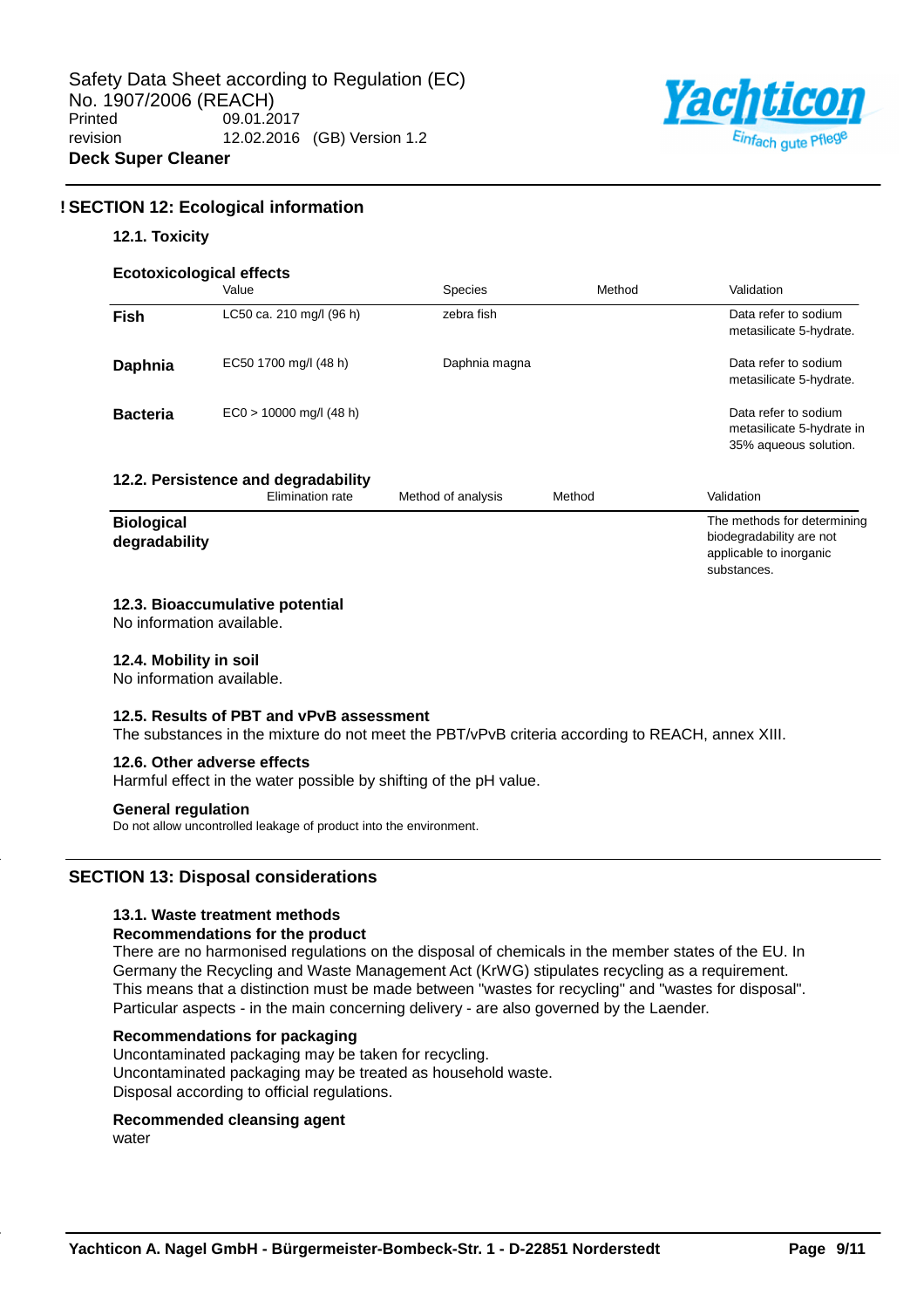## ! SECTION 12: Ecological information

### 12.1. Toxicity

**Ecotoxicological effects**

| | Value | Species | Method | Validation |
|---|---|---|---|---|
| **Fish** | LC50 ca. 210 mg/l (96 h) | zebra fish | | Data refer to sodium metasilicate 5-hydrate. |
| **Daphnia** | EC50 1700 mg/l (48 h) | Daphnia magna | | Data refer to sodium metasilicate 5-hydrate. |
| **Bacteria** | EC0 > 10000 mg/l (48 h) | | | Data refer to sodium metasilicate 5-hydrate in 35% aqueous solution. |

### 12.2. Persistence and degradability

| | Elimination rate | Method of analysis | Method | Validation |
|---|---|---|---|---|
| **Biological degradability** | | | | The methods for determining biodegradability are not applicable to inorganic substances. |

### 12.3. Bioaccumulative potential

No information available.

### 12.4. Mobility in soil

No information available.

### 12.5. Results of PBT and vPvB assessment

The substances in the mixture do not meet the PBT/vPvB criteria according to REACH, annex XIII.

### 12.6. Other adverse effects

Harmful effect in the water possible by shifting of the pH value.

**General regulation**

Do not allow uncontrolled leakage of product into the environment.

## SECTION 13: Disposal considerations

### 13.1. Waste treatment methods

**Recommendations for the product**

There are no harmonised regulations on the disposal of chemicals in the member states of the EU. In Germany the Recycling and Waste Management Act (KrWG) stipulates recycling as a requirement. This means that a distinction must be made between "wastes for recycling" and "wastes for disposal". Particular aspects - in the main concerning delivery - are also governed by the Laender.

**Recommendations for packaging**

Uncontaminated packaging may be taken for recycling.
Uncontaminated packaging may be treated as household waste.
Disposal according to official regulations.

**Recommended cleansing agent**

water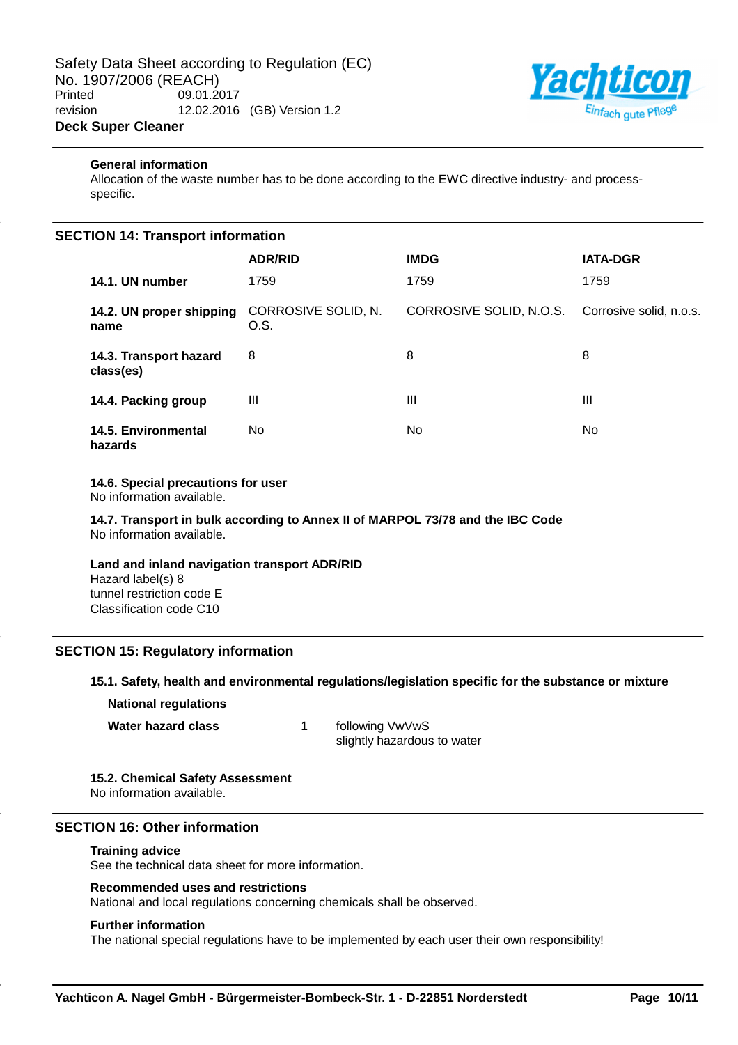**General information**

Allocation of the waste number has to be done according to the EWC directive industry- and process-specific.

## SECTION 14: Transport information

| | ADR/RID | IMDG | IATA-DGR |
|---|---|---|---|
| **14.1. UN number** | 1759 | 1759 | 1759 |
| **14.2. UN proper shipping name** | CORROSIVE SOLID, N.O.S. | CORROSIVE SOLID, N.O.S. | Corrosive solid, n.o.s. |
| **14.3. Transport hazard class(es)** | 8 | 8 | 8 |
| **14.4. Packing group** | III | III | III |
| **14.5. Environmental hazards** | No | No | No |

**14.6. Special precautions for user**

No information available.

**14.7. Transport in bulk according to Annex II of MARPOL 73/78 and the IBC Code**

No information available.

**Land and inland navigation transport ADR/RID**

Hazard label(s) 8
tunnel restriction code E
Classification code C10

## SECTION 15: Regulatory information

**15.1. Safety, health and environmental regulations/legislation specific for the substance or mixture**

**National regulations**

| | | |
|---|---|---|
| **Water hazard class** | 1 | following VwVwS slightly hazardous to water |

**15.2. Chemical Safety Assessment**

No information available.

## SECTION 16: Other information

**Training advice**

See the technical data sheet for more information.

**Recommended uses and restrictions**

National and local regulations concerning chemicals shall be observed.

**Further information**

The national special regulations have to be implemented by each user their own responsibility!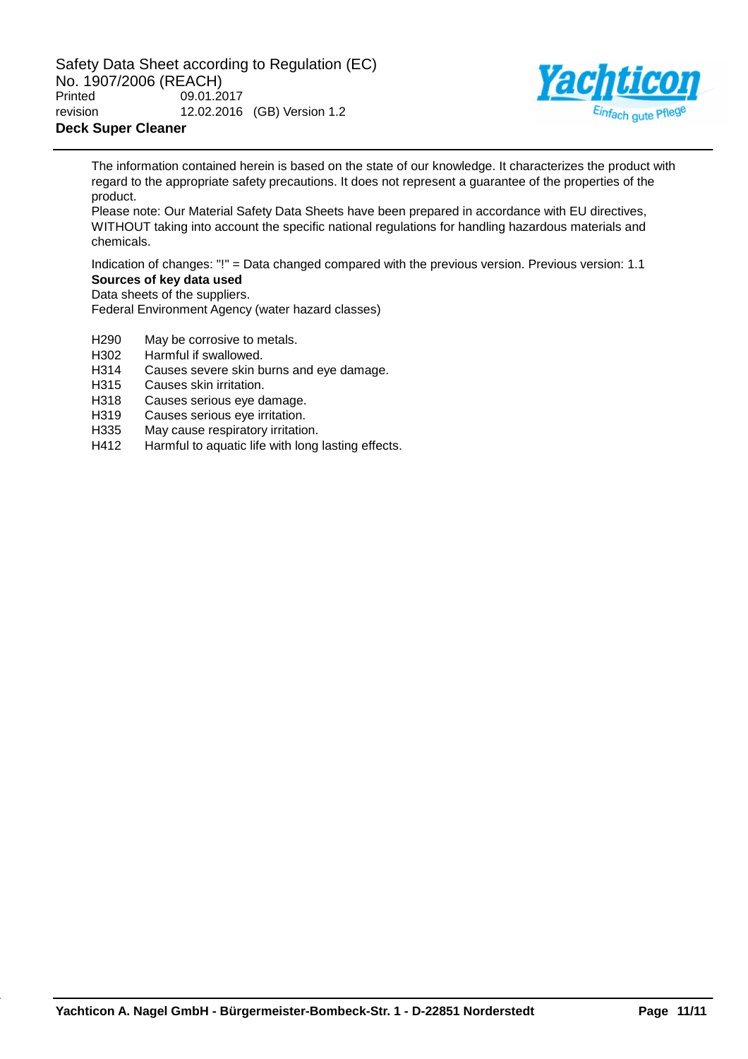The information contained herein is based on the state of our knowledge. It characterizes the product with regard to the appropriate safety precautions. It does not represent a guarantee of the properties of the product.
Please note: Our Material Safety Data Sheets have been prepared in accordance with EU directives, WITHOUT taking into account the specific national regulations for handling hazardous materials and chemicals.

Indication of changes: "!" = Data changed compared with the previous version. Previous version: 1.1

**Sources of key data used**

Data sheets of the suppliers.
Federal Environment Agency (water hazard classes)

| | |
|---|---|
| H290 | May be corrosive to metals. |
| H302 | Harmful if swallowed. |
| H314 | Causes severe skin burns and eye damage. |
| H315 | Causes skin irritation. |
| H318 | Causes serious eye damage. |
| H319 | Causes serious eye irritation. |
| H335 | May cause respiratory irritation. |
| H412 | Harmful to aquatic life with long lasting effects. |